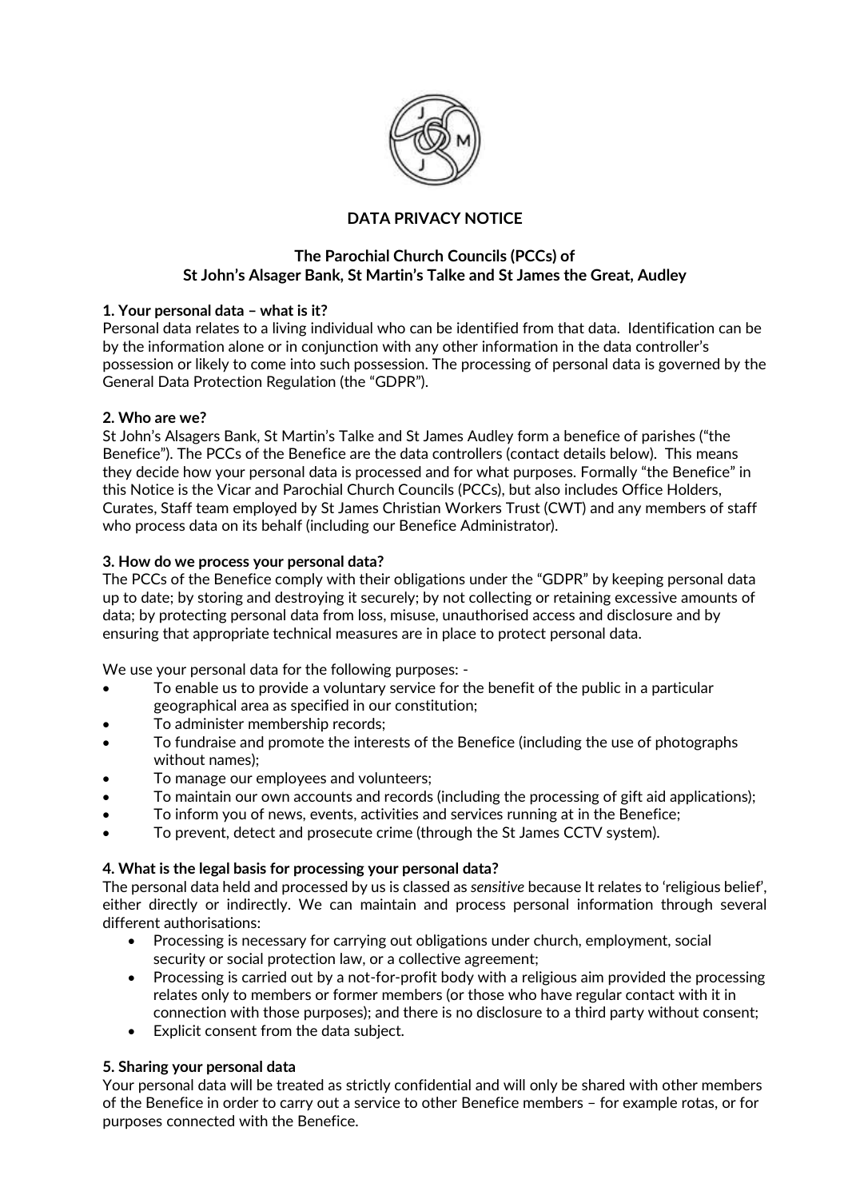# DATA PRIVACY NOTICE

## The Parochial Church Councils (PCCs) of St John's Alsager Bank, St Martin's Talke and St James the Great, Audley

### 1. Your personal data – what is it?

Personal data relates to a living individual who can be identified from that data. Identification can be by the information alone or in conjunction with any other information in the data controller's possession or likely to come into such possession. The processing of personal data is governed by the General Data Protection Regulation (the "GDPR").

### 2. Who are we?

St John's Alsagers Bank, St Martin's Talke and St James Audley form a benefice of parishes ("the Benefice"). The PCCs of the Benefice are the data controllers (contact details below). This means they decide how your personal data is processed and for what purposes. Formally "the Benefice" in this Notice is the Vicar and Parochial Church Councils (PCCs), but also includes Office Holders, Curates, Staff team employed by St James Christian Workers Trust (CWT) and any members of staff who process data on its behalf (including our Benefice Administrator).

### 3. How do we process your personal data?

The PCCs of the Benefice comply with their obligations under the "GDPR" by keeping personal data up to date; by storing and destroying it securely; by not collecting or retaining excessive amounts of data; by protecting personal data from loss, misuse, unauthorised access and disclosure and by ensuring that appropriate technical measures are in place to protect personal data.

We use your personal data for the following purposes: -

- To enable us to provide a voluntary service for the benefit of the public in a particular geographical area as specified in our constitution;
- To administer membership records;
- To fundraise and promote the interests of the Benefice (including the use of photographs without names);
- To manage our employees and volunteers;
- To maintain our own accounts and records (including the processing of gift aid applications);
- To inform you of news, events, activities and services running at in the Benefice;
- To prevent, detect and prosecute crime (through the St James CCTV system).

### 4. What is the legal basis for processing your personal data?

The personal data held and processed by us is classed as *sensitive* because It relates to 'religious belief', either directly or indirectly. We can maintain and process personal information through several different authorisations:

- Processing is necessary for carrying out obligations under church, employment, social security or social protection law, or a collective agreement;
- Processing is carried out by a not-for-profit body with a religious aim provided the processing relates only to members or former members (or those who have regular contact with it in connection with those purposes); and there is no disclosure to a third party without consent;
- Explicit consent from the data subject.

### 5. Sharing your personal data

Your personal data will be treated as strictly confidential and will only be shared with other members of the Benefice in order to carry out a service to other Benefice members – for example rotas, or for purposes connected with the Benefice.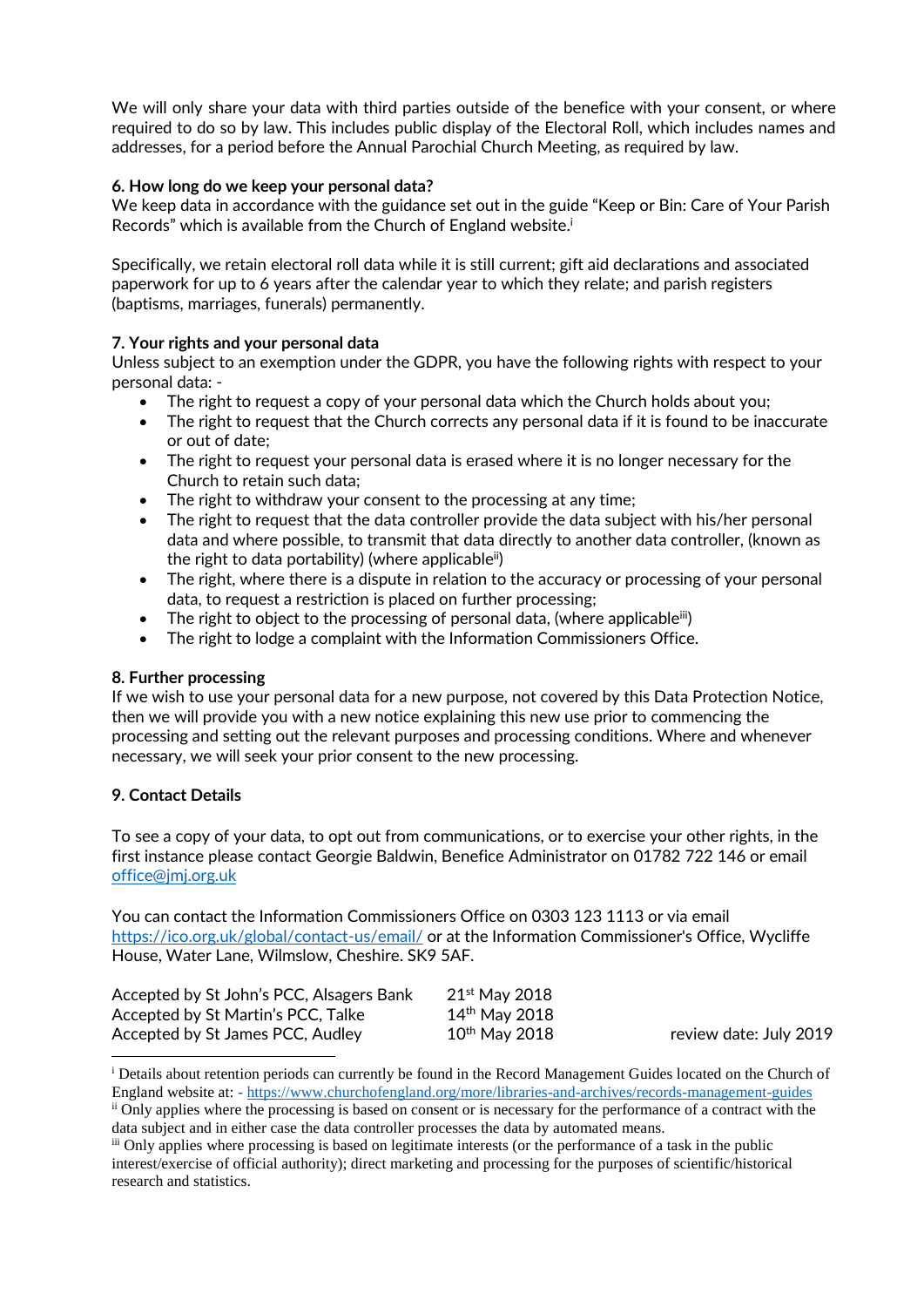We will only share your data with third parties outside of the benefice with your consent, or where required to do so by law. This includes public display of the Electoral Roll, which includes names and addresses, for a period before the Annual Parochial Church Meeting, as required by law.

**6. How long do we keep your personal data?**

We keep data in accordance with the guidance set out in the guide "Keep or Bin: Care of Your Parish Records" which is available from the Church of England website.[i]

Specifically, we retain electoral roll data while it is still current; gift aid declarations and associated paperwork for up to 6 years after the calendar year to which they relate; and parish registers (baptisms, marriages, funerals) permanently.

**7. Your rights and your personal data**

Unless subject to an exemption under the GDPR, you have the following rights with respect to your personal data: -

- The right to request a copy of your personal data which the Church holds about you;
- The right to request that the Church corrects any personal data if it is found to be inaccurate or out of date;
- The right to request your personal data is erased where it is no longer necessary for the Church to retain such data;
- The right to withdraw your consent to the processing at any time;
- The right to request that the data controller provide the data subject with his/her personal data and where possible, to transmit that data directly to another data controller, (known as the right to data portability) (where applicable[ii])
- The right, where there is a dispute in relation to the accuracy or processing of your personal data, to request a restriction is placed on further processing;
- The right to object to the processing of personal data, (where applicable[iii])
- The right to lodge a complaint with the Information Commissioners Office.

**8. Further processing**

If we wish to use your personal data for a new purpose, not covered by this Data Protection Notice, then we will provide you with a new notice explaining this new use prior to commencing the processing and setting out the relevant purposes and processing conditions. Where and whenever necessary, we will seek your prior consent to the new processing.

**9. Contact Details**

To see a copy of your data, to opt out from communications, or to exercise your other rights, in the first instance please contact Georgie Baldwin, Benefice Administrator on 01782 722 146 or email office@jmj.org.uk

You can contact the Information Commissioners Office on 0303 123 1113 or via email https://ico.org.uk/global/contact-us/email/ or at the Information Commissioner's Office, Wycliffe House, Water Lane, Wilmslow, Cheshire. SK9 5AF.

| | | |
|---|---|---|
| Accepted by St John's PCC, Alsagers Bank | 21st May 2018 | |
| Accepted by St Martin's PCC, Talke | 14th May 2018 | |
| Accepted by St James PCC, Audley | 10th May 2018 | review date: July 2019 |

---

[i] Details about retention periods can currently be found in the Record Management Guides located on the Church of England website at: - https://www.churchofengland.org/more/libraries-and-archives/records-management-guides

[ii] Only applies where the processing is based on consent or is necessary for the performance of a contract with the data subject and in either case the data controller processes the data by automated means.

[iii] Only applies where processing is based on legitimate interests (or the performance of a task in the public interest/exercise of official authority); direct marketing and processing for the purposes of scientific/historical research and statistics.